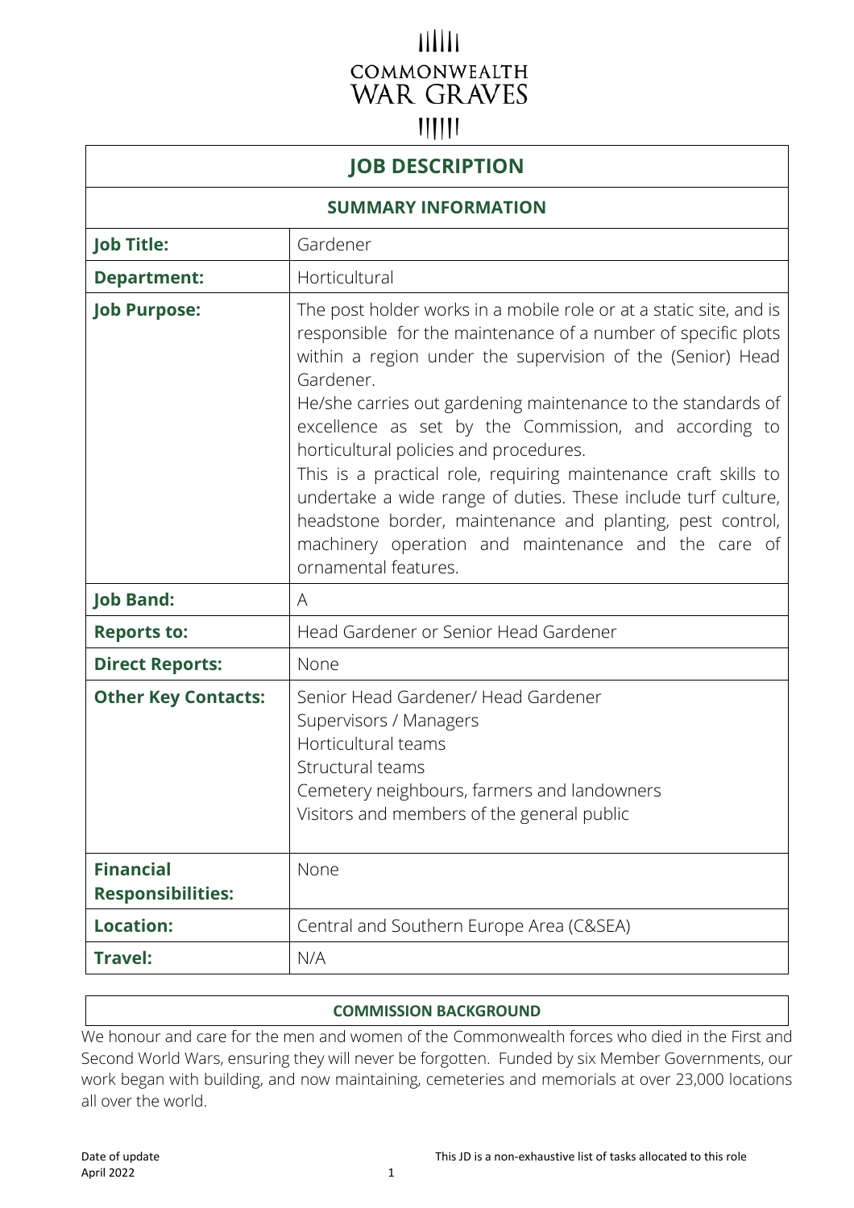COMMONWEALTH
WAR GRAVES

# JOB DESCRIPTION

## SUMMARY INFORMATION

| | |
|---|---|
| **Job Title:** | Gardener |
| **Department:** | Horticultural |
| **Job Purpose:** | The post holder works in a mobile role or at a static site, and is responsible for the maintenance of a number of specific plots within a region under the supervision of the (Senior) Head Gardener.<br>He/she carries out gardening maintenance to the standards of excellence as set by the Commission, and according to horticultural policies and procedures.<br>This is a practical role, requiring maintenance craft skills to undertake a wide range of duties. These include turf culture, headstone border, maintenance and planting, pest control, machinery operation and maintenance and the care of ornamental features. |
| **Job Band:** | A |
| **Reports to:** | Head Gardener or Senior Head Gardener |
| **Direct Reports:** | None |
| **Other Key Contacts:** | Senior Head Gardener/ Head Gardener<br>Supervisors / Managers<br>Horticultural teams<br>Structural teams<br>Cemetery neighbours, farmers and landowners<br>Visitors and members of the general public |
| **Financial Responsibilities:** | None |
| **Location:** | Central and Southern Europe Area (C&SEA) |
| **Travel:** | N/A |

## COMMISSION BACKGROUND

We honour and care for the men and women of the Commonwealth forces who died in the First and Second World Wars, ensuring they will never be forgotten. Funded by six Member Governments, our work began with building, and now maintaining, cemeteries and memorials at over 23,000 locations all over the world.

Date of update
April 2022

This JD is a non-exhaustive list of tasks allocated to this role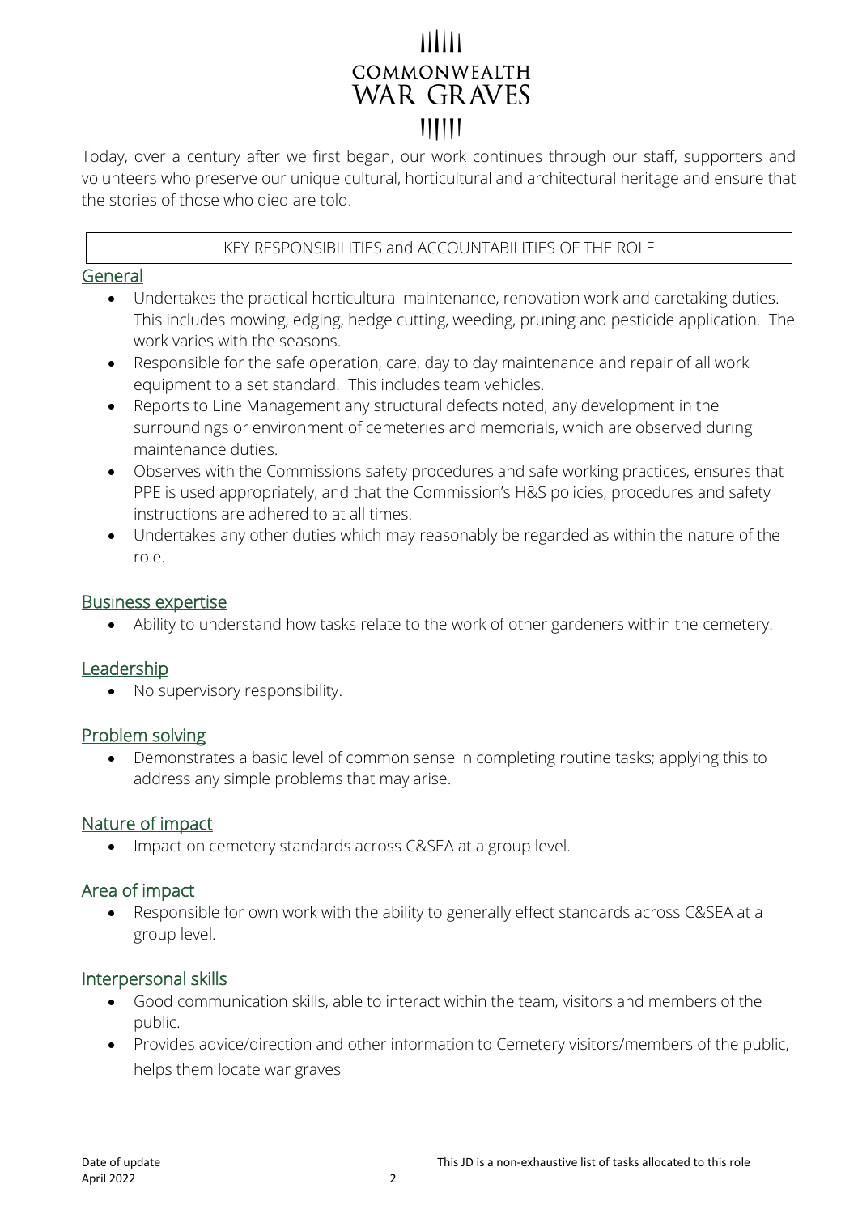Today, over a century after we first began, our work continues through our staff, supporters and volunteers who preserve our unique cultural, horticultural and architectural heritage and ensure that the stories of those who died are told.

| KEY RESPONSIBILITIES and ACCOUNTABILITIES OF THE ROLE |
| --- |

## General

- Undertakes the practical horticultural maintenance, renovation work and caretaking duties. This includes mowing, edging, hedge cutting, weeding, pruning and pesticide application. The work varies with the seasons.
- Responsible for the safe operation, care, day to day maintenance and repair of all work equipment to a set standard. This includes team vehicles.
- Reports to Line Management any structural defects noted, any development in the surroundings or environment of cemeteries and memorials, which are observed during maintenance duties.
- Observes with the Commissions safety procedures and safe working practices, ensures that PPE is used appropriately, and that the Commission's H&S policies, procedures and safety instructions are adhered to at all times.
- Undertakes any other duties which may reasonably be regarded as within the nature of the role.

## Business expertise

- Ability to understand how tasks relate to the work of other gardeners within the cemetery.

## Leadership

- No supervisory responsibility.

## Problem solving

- Demonstrates a basic level of common sense in completing routine tasks; applying this to address any simple problems that may arise.

## Nature of impact

- Impact on cemetery standards across C&SEA at a group level.

## Area of impact

- Responsible for own work with the ability to generally effect standards across C&SEA at a group level.

## Interpersonal skills

- Good communication skills, able to interact within the team, visitors and members of the public.
- Provides advice/direction and other information to Cemetery visitors/members of the public, helps them locate war graves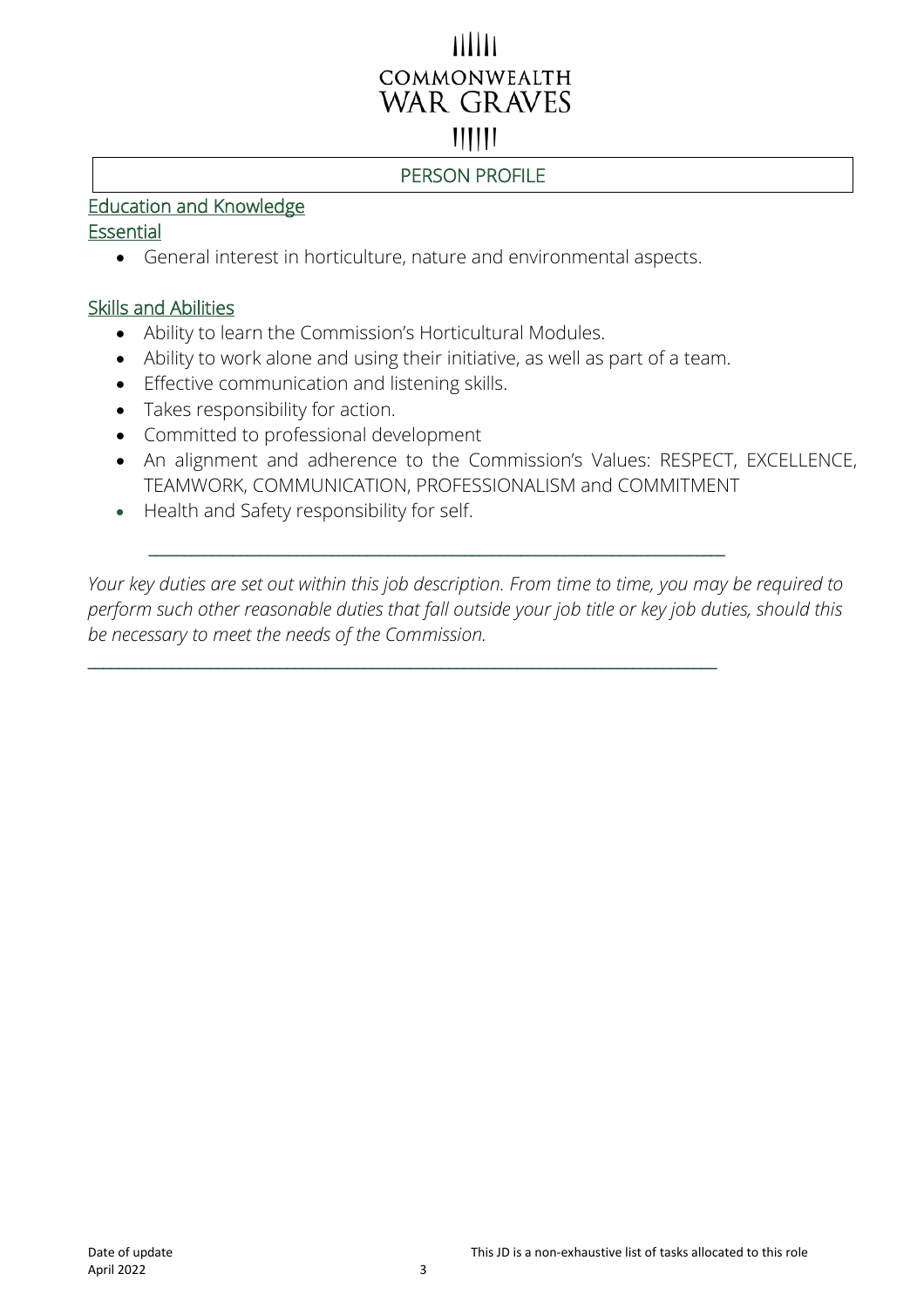## PERSON PROFILE

### Education and Knowledge

#### Essential

- General interest in horticulture, nature and environmental aspects.

### Skills and Abilities

- Ability to learn the Commission's Horticultural Modules.
- Ability to work alone and using their initiative, as well as part of a team.
- Effective communication and listening skills.
- Takes responsibility for action.
- Committed to professional development
- An alignment and adherence to the Commission's Values: RESPECT, EXCELLENCE, TEAMWORK, COMMUNICATION, PROFESSIONALISM and COMMITMENT
- Health and Safety responsibility for self.

---

*Your key duties are set out within this job description. From time to time, you may be required to perform such other reasonable duties that fall outside your job title or key job duties, should this be necessary to meet the needs of the Commission.*

---

Date of update
April 2022

This JD is a non-exhaustive list of tasks allocated to this role